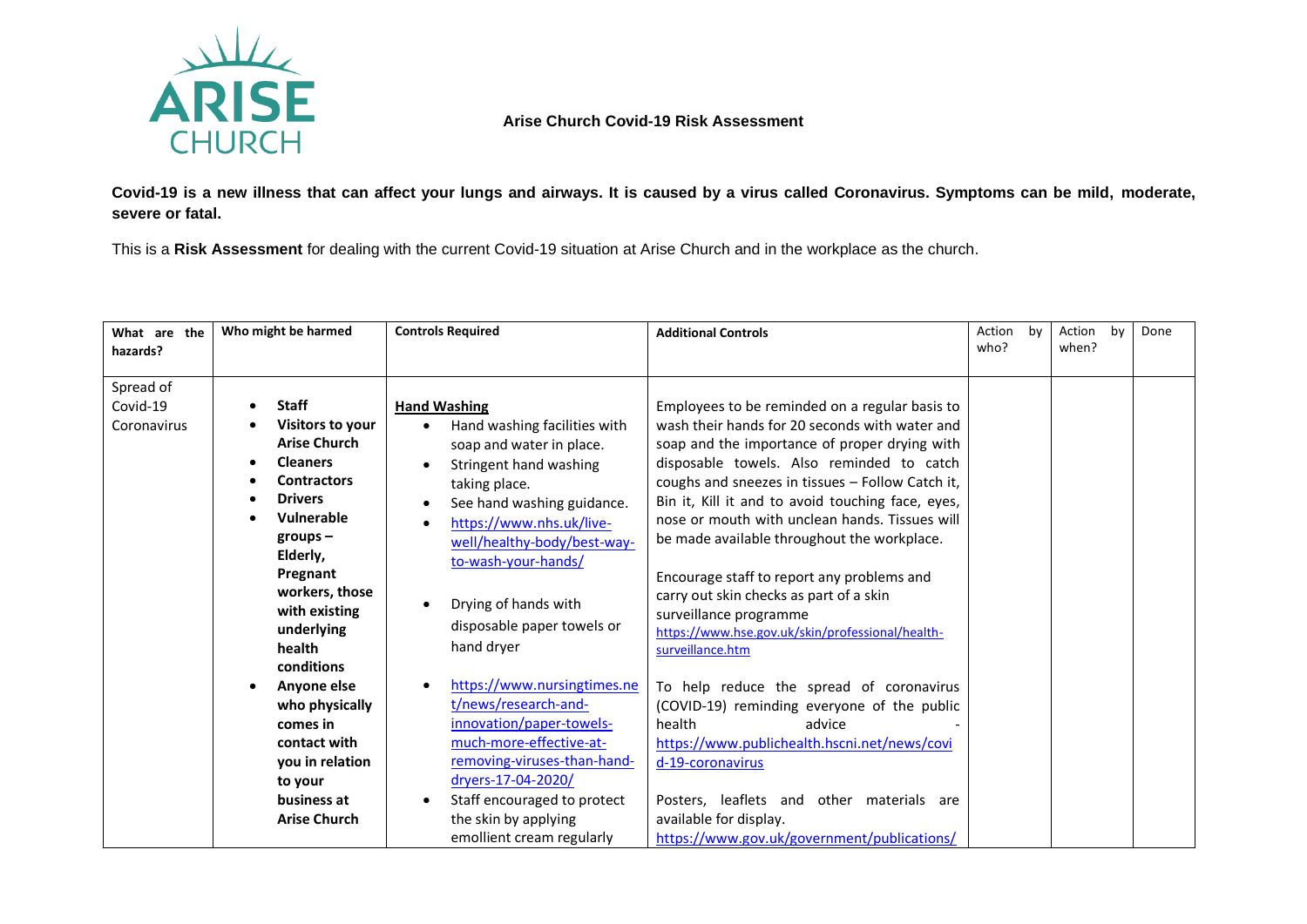**Arise Church Covid-19 Risk Assessment**

**Covid-19 is a new illness that can affect your lungs and airways. It is caused by a virus called Coronavirus. Symptoms can be mild, moderate, severe or fatal.**

This is a **Risk Assessment** for dealing with the current Covid-19 situation at Arise Church and in the workplace as the church.

| What are the hazards? | Who might be harmed | Controls Required | Additional Controls | Action by who? | Action by when? | Done |
|---|---|---|---|---|---|---|
| Spread of Covid-19 Coronavirus | • **Staff**<br>• **Visitors to your Arise Church**<br>• **Cleaners**<br>• **Contractors**<br>• **Drivers**<br>• **Vulnerable groups – Elderly, Pregnant workers, those with existing underlying health conditions**<br>• **Anyone else who physically comes in contact with you in relation to your business at Arise Church** | **Hand Washing**<br>• Hand washing facilities with soap and water in place.<br>• Stringent hand washing taking place.<br>• See hand washing guidance.<br>• https://www.nhs.uk/live-well/healthy-body/best-way-to-wash-your-hands/<br><br>• Drying of hands with disposable paper towels or hand dryer<br><br>• https://www.nursingtimes.net/news/research-and-innovation/paper-towels-much-more-effective-at-removing-viruses-than-hand-dryers-17-04-2020/<br>• Staff encouraged to protect the skin by applying emollient cream regularly | Employees to be reminded on a regular basis to wash their hands for 20 seconds with water and soap and the importance of proper drying with disposable towels. Also reminded to catch coughs and sneezes in tissues – Follow Catch it, Bin it, Kill it and to avoid touching face, eyes, nose or mouth with unclean hands. Tissues will be made available throughout the workplace.<br><br>Encourage staff to report any problems and carry out skin checks as part of a skin surveillance programme https://www.hse.gov.uk/skin/professional/health-surveillance.htm<br><br>To help reduce the spread of coronavirus (COVID-19) reminding everyone of the public health advice - https://www.publichealth.hscni.net/news/covid-19-coronavirus<br><br>Posters, leaflets and other materials are available for display. https://www.gov.uk/government/publications/ | | | |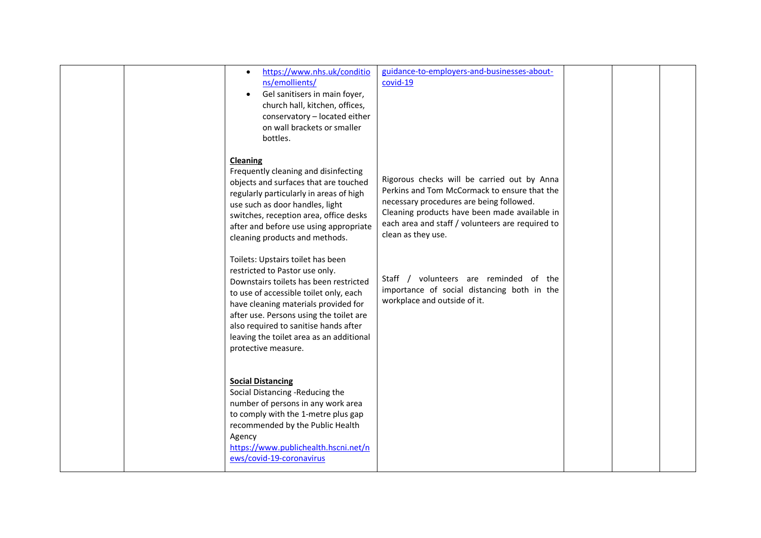|  |  |  |  |  |  |  |
|---|---|---|---|---|---|---|
|  |  | • https://www.nhs.uk/conditions/emollients/<br>• Gel sanitisers in main foyer, church hall, kitchen, offices, conservatory – located either on wall brackets or smaller bottles.<br><br>**Cleaning**<br>Frequently cleaning and disinfecting objects and surfaces that are touched regularly particularly in areas of high use such as door handles, light switches, reception area, office desks after and before use using appropriate cleaning products and methods.<br><br>Toilets: Upstairs toilet has been restricted to Pastor use only. Downstairs toilets has been restricted to use of accessible toilet only, each have cleaning materials provided for after use. Persons using the toilet are also required to sanitise hands after leaving the toilet area as an additional protective measure.<br><br>**Social Distancing**<br>Social Distancing -Reducing the number of persons in any work area to comply with the 1-metre plus gap recommended by the Public Health Agency<br>https://www.publichealth.hscni.net/news/covid-19-coronavirus | guidance-to-employers-and-businesses-about-covid-19<br><br>Rigorous checks will be carried out by Anna Perkins and Tom McCormack to ensure that the necessary procedures are being followed. Cleaning products have been made available in each area and staff / volunteers are required to clean as they use.<br><br>Staff / volunteers are reminded of the importance of social distancing both in the workplace and outside of it. |  |  |  |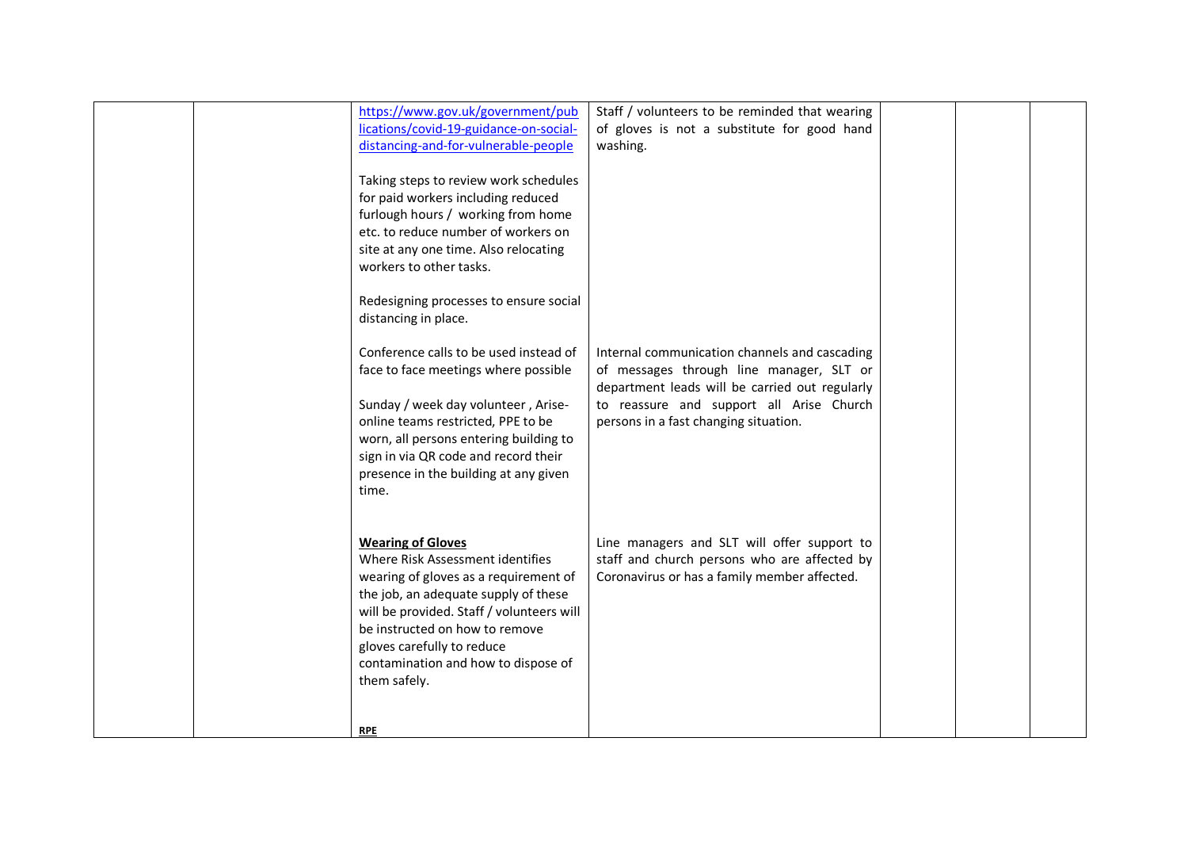| | | | | | | |
|---|---|---|---|---|---|---|
| | | https://www.gov.uk/government/publications/covid-19-guidance-on-social-distancing-and-for-vulnerable-people<br><br>Taking steps to review work schedules for paid workers including reduced furlough hours / working from home etc. to reduce number of workers on site at any one time. Also relocating workers to other tasks.<br><br>Redesigning processes to ensure social distancing in place.<br><br>Conference calls to be used instead of face to face meetings where possible<br><br>Sunday / week day volunteer , Arise-online teams restricted, PPE to be worn, all persons entering building to sign in via QR code and record their presence in the building at any given time.<br><br>**Wearing of Gloves**<br>Where Risk Assessment identifies wearing of gloves as a requirement of the job, an adequate supply of these will be provided. Staff / volunteers will be instructed on how to remove gloves carefully to reduce contamination and how to dispose of them safely.<br><br>**RPE** | Staff / volunteers to be reminded that wearing of gloves is not a substitute for good hand washing.<br><br>Internal communication channels and cascading of messages through line manager, SLT or department leads will be carried out regularly to reassure and support all Arise Church persons in a fast changing situation.<br><br>Line managers and SLT will offer support to staff and church persons who are affected by Coronavirus or has a family member affected. | | | |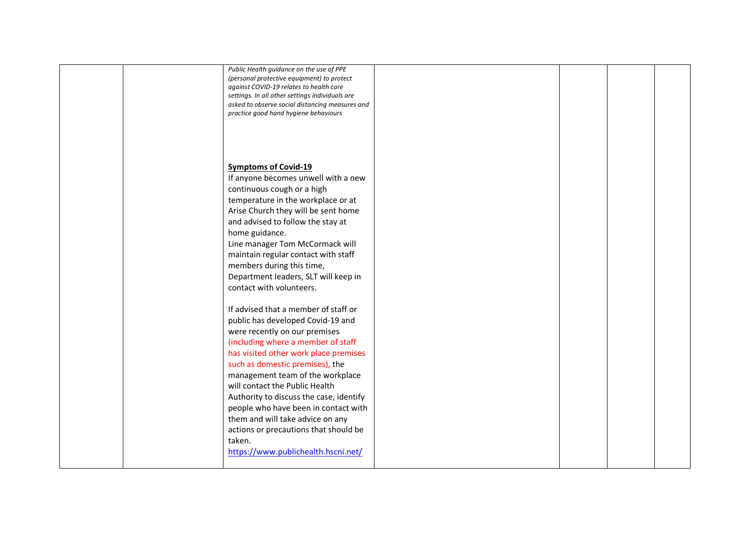| | | *Public Health guidance on the use of PPE (personal protective equipment) to protect against COVID-19 relates to health care settings. In all other settings individuals are asked to observe social distancing measures and practice good hand hygiene behaviours*<br><br>**Symptoms of Covid-19**<br>If anyone becomes unwell with a new continuous cough or a high temperature in the workplace or at Arise Church they will be sent home and advised to follow the stay at home guidance.<br>Line manager Tom McCormack will maintain regular contact with staff members during this time, Department leaders, SLT will keep in contact with volunteers.<br><br>If advised that a member of staff or public has developed Covid-19 and were recently on our premises (including where a member of staff has visited other work place premises such as domestic premises), the management team of the workplace will contact the Public Health Authority to discuss the case, identify people who have been in contact with them and will take advice on any actions or precautions that should be taken.<br>https://www.publichealth.hscni.net/ | | | | |
|---|---|---|---|---|---|---|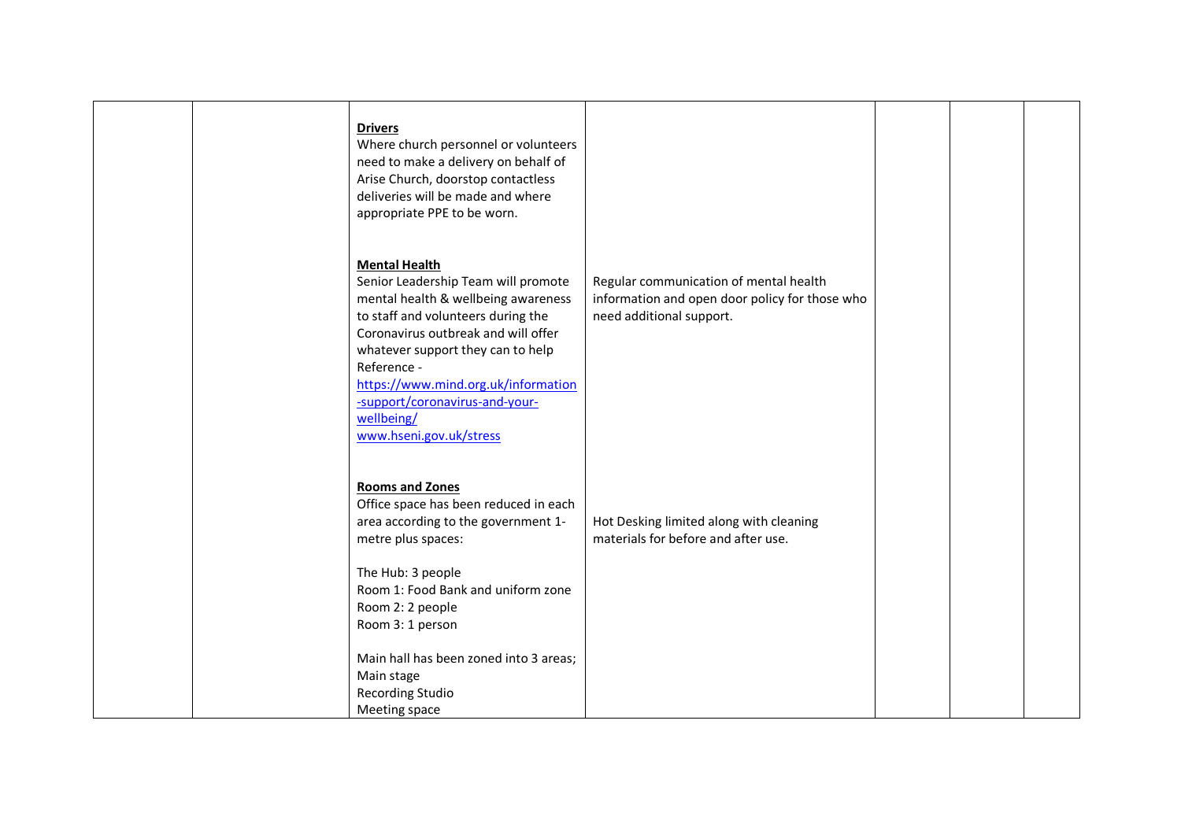| | | | | | | |
|---|---|---|---|---|---|---|
| | | **Drivers**<br>Where church personnel or volunteers need to make a delivery on behalf of Arise Church, doorstop contactless deliveries will be made and where appropriate PPE to be worn.<br><br>**Mental Health**<br>Senior Leadership Team will promote mental health & wellbeing awareness to staff and volunteers during the Coronavirus outbreak and will offer whatever support they can to help<br>Reference -<br>[https://www.mind.org.uk/information-support/coronavirus-and-your-wellbeing/](https://www.mind.org.uk/information-support/coronavirus-and-your-wellbeing/)<br>[www.hseni.gov.uk/stress](www.hseni.gov.uk/stress)<br><br>**Rooms and Zones**<br>Office space has been reduced in each area according to the government 1-metre plus spaces:<br><br>The Hub: 3 people<br>Room 1: Food Bank and uniform zone<br>Room 2: 2 people<br>Room 3: 1 person<br><br>Main hall has been zoned into 3 areas;<br>Main stage<br>Recording Studio<br>Meeting space | Regular communication of mental health information and open door policy for those who need additional support.<br><br>Hot Desking limited along with cleaning materials for before and after use. | | | |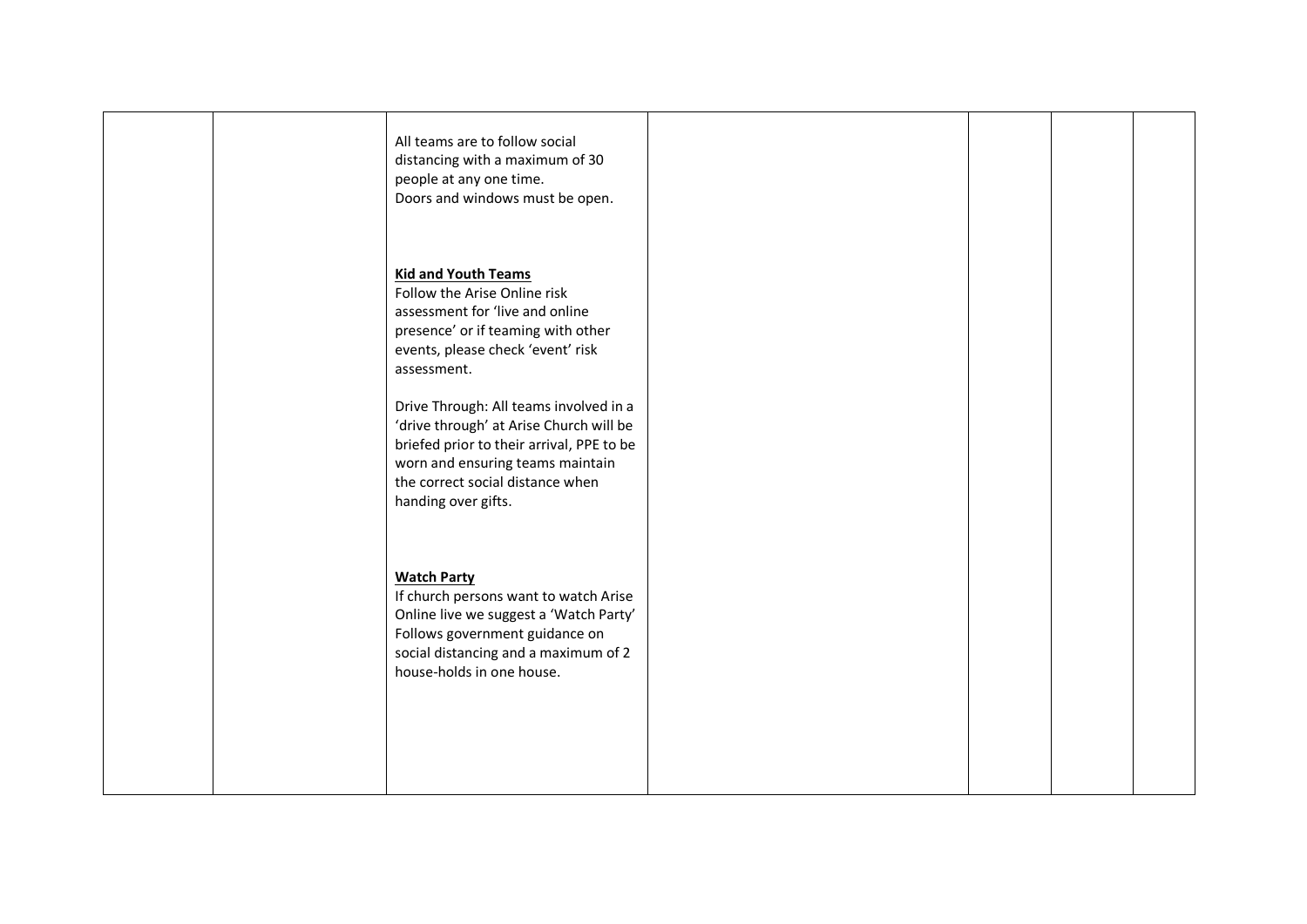|  |  |  |  |  |  |  |
|---|---|---|---|---|---|---|
|  |  | All teams are to follow social distancing with a maximum of 30 people at any one time.<br>Doors and windows must be open.<br><br><br>**<u>Kid and Youth Teams</u>**<br>Follow the Arise Online risk assessment for 'live and online presence' or if teaming with other events, please check 'event' risk assessment.<br><br>Drive Through: All teams involved in a 'drive through' at Arise Church will be briefed prior to their arrival, PPE to be worn and ensuring teams maintain the correct social distance when handing over gifts.<br><br><br>**<u>Watch Party</u>**<br>If church persons want to watch Arise Online live we suggest a 'Watch Party' Follows government guidance on social distancing and a maximum of 2 house-holds in one house. |  |  |  |  |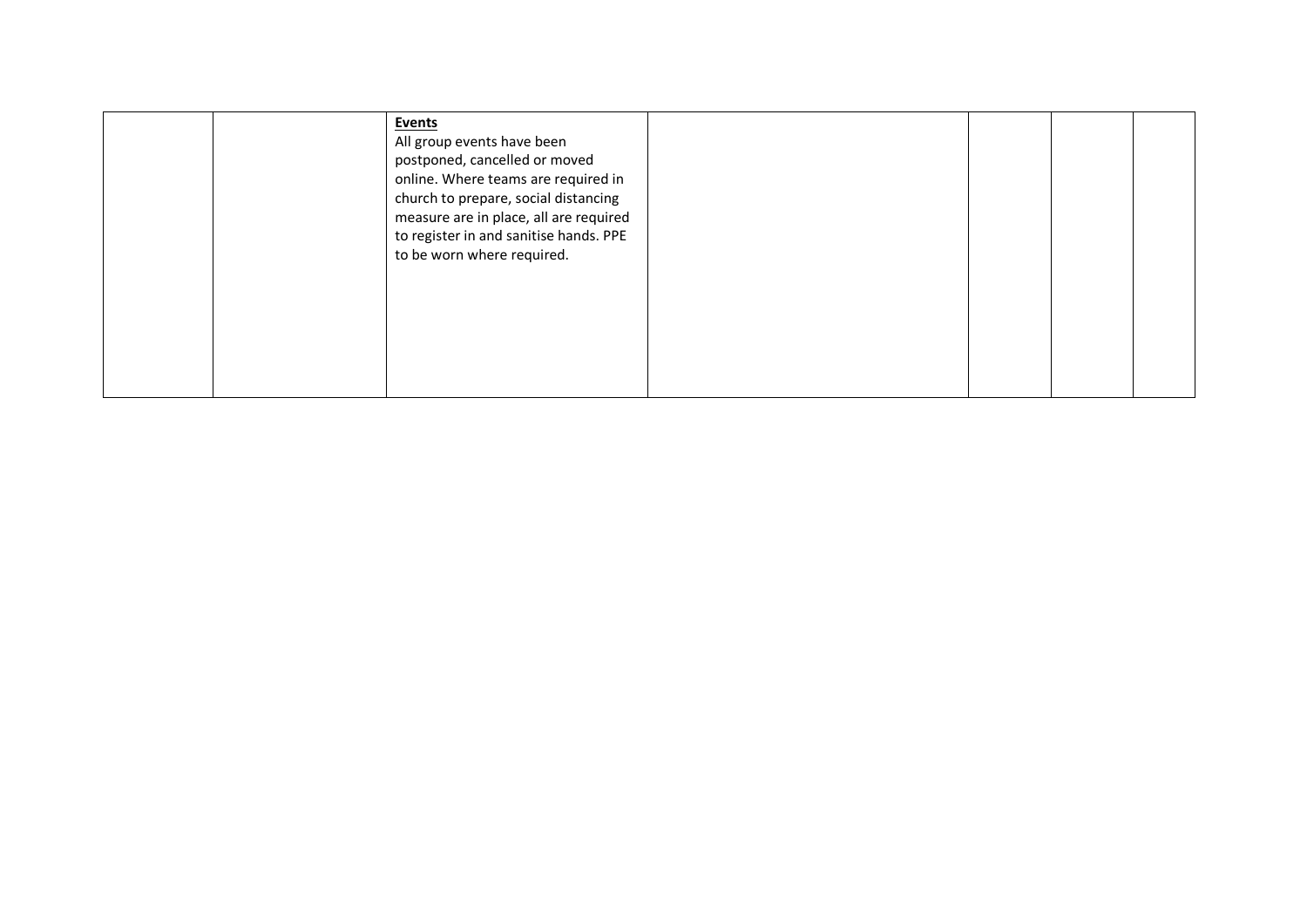| | | | | | | |
|---|---|---|---|---|---|---|
| | | **Events**<br>All group events have been postponed, cancelled or moved online. Where teams are required in church to prepare, social distancing measure are in place, all are required to register in and sanitise hands. PPE to be worn where required. | | | | |